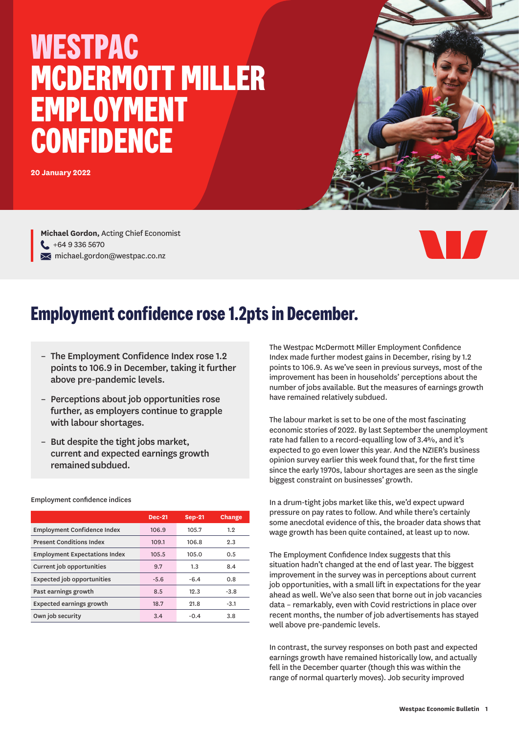# WESTPAC MCDERMOTT MILLER EMPLOYMENT CONFIDENCE

**20 January 2022**

**Michael Gordon,** Acting Chief Economist
+64 9 336 5670
michael.gordon@westpac.co.nz

## Employment confidence rose 1.2pts in December.

- The Employment Confidence Index rose 1.2 points to 106.9 in December, taking it further above pre-pandemic levels.
- Perceptions about job opportunities rose further, as employers continue to grapple with labour shortages.
- But despite the tight jobs market, current and expected earnings growth remained subdued.

Employment confidence indices

| | Dec-21 | Sep-21 | Change |
|---|---|---|---|
| Employment Confidence Index | 106.9 | 105.7 | 1.2 |
| Present Conditions Index | 109.1 | 106.8 | 2.3 |
| Employment Expectations Index | 105.5 | 105.0 | 0.5 |
| Current job opportunities | 9.7 | 1.3 | 8.4 |
| Expected job opportunities | -5.6 | -6.4 | 0.8 |
| Past earnings growth | 8.5 | 12.3 | -3.8 |
| Expected earnings growth | 18.7 | 21.8 | -3.1 |
| Own job security | 3.4 | -0.4 | 3.8 |

The Westpac McDermott Miller Employment Confidence Index made further modest gains in December, rising by 1.2 points to 106.9. As we've seen in previous surveys, most of the improvement has been in households' perceptions about the number of jobs available. But the measures of earnings growth have remained relatively subdued.

The labour market is set to be one of the most fascinating economic stories of 2022. By last September the unemployment rate had fallen to a record-equalling low of 3.4%, and it's expected to go even lower this year. And the NZIER's business opinion survey earlier this week found that, for the first time since the early 1970s, labour shortages are seen as the single biggest constraint on businesses' growth.

In a drum-tight jobs market like this, we'd expect upward pressure on pay rates to follow. And while there's certainly some anecdotal evidence of this, the broader data shows that wage growth has been quite contained, at least up to now.

The Employment Confidence Index suggests that this situation hadn't changed at the end of last year. The biggest improvement in the survey was in perceptions about current job opportunities, with a small lift in expectations for the year ahead as well. We've also seen that borne out in job vacancies data – remarkably, even with Covid restrictions in place over recent months, the number of job advertisements has stayed well above pre-pandemic levels.

In contrast, the survey responses on both past and expected earnings growth have remained historically low, and actually fell in the December quarter (though this was within the range of normal quarterly moves). Job security improved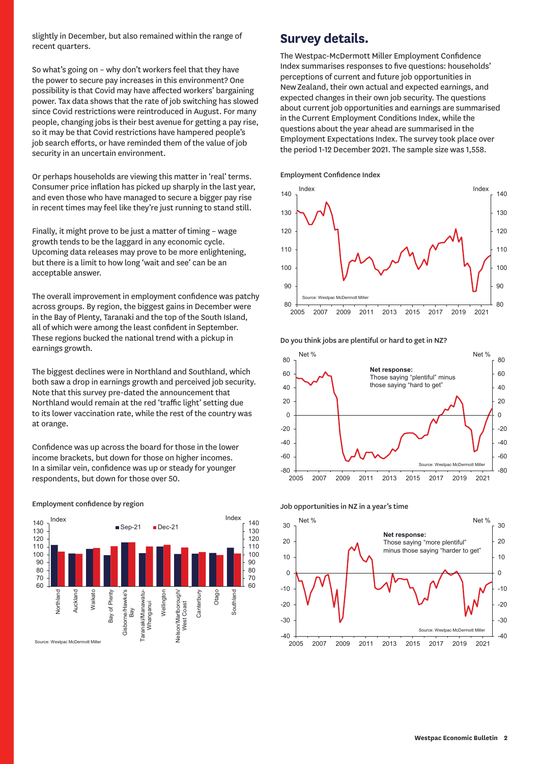slightly in December, but also remained within the range of recent quarters.

So what's going on – why don't workers feel that they have the power to secure pay increases in this environment? One possibility is that Covid may have affected workers' bargaining power. Tax data shows that the rate of job switching has slowed since Covid restrictions were reintroduced in August. For many people, changing jobs is their best avenue for getting a pay rise, so it may be that Covid restrictions have hampered people's job search efforts, or have reminded them of the value of job security in an uncertain environment.

Or perhaps households are viewing this matter in 'real' terms. Consumer price inflation has picked up sharply in the last year, and even those who have managed to secure a bigger pay rise in recent times may feel like they're just running to stand still.

Finally, it might prove to be just a matter of timing – wage growth tends to be the laggard in any economic cycle. Upcoming data releases may prove to be more enlightening, but there is a limit to how long 'wait and see' can be an acceptable answer.

The overall improvement in employment confidence was patchy across groups. By region, the biggest gains in December were in the Bay of Plenty, Taranaki and the top of the South Island, all of which were among the least confident in September. These regions bucked the national trend with a pickup in earnings growth.

The biggest declines were in Northland and Southland, which both saw a drop in earnings growth and perceived job security. Note that this survey pre-dated the announcement that Northland would remain at the red 'traffic light' setting due to its lower vaccination rate, while the rest of the country was at orange.

Confidence was up across the board for those in the lower income brackets, but down for those on higher incomes. In a similar vein, confidence was up or steady for younger respondents, but down for those over 50.

Employment confidence by region

Source: Westpac McDermott Miller

## Survey details.

The Westpac-McDermott Miller Employment Confidence Index summarises responses to five questions: households' perceptions of current and future job opportunities in New Zealand, their own actual and expected earnings, and expected changes in their own job security. The questions about current job opportunities and earnings are summarised in the Current Employment Conditions Index, while the questions about the year ahead are summarised in the Employment Expectations Index. The survey took place over the period 1-12 December 2021. The sample size was 1,558.

Employment Confidence Index

Source: Westpac McDermott Miller

Do you think jobs are plentiful or hard to get in NZ?

Net response: Those saying "plentiful" minus those saying "hard to get"

Source: Westpac McDermott Miller

Job opportunities in NZ in a year's time

Net response: Those saying "more plentiful" minus those saying "harder to get"

Source: Westpac McDermott Miller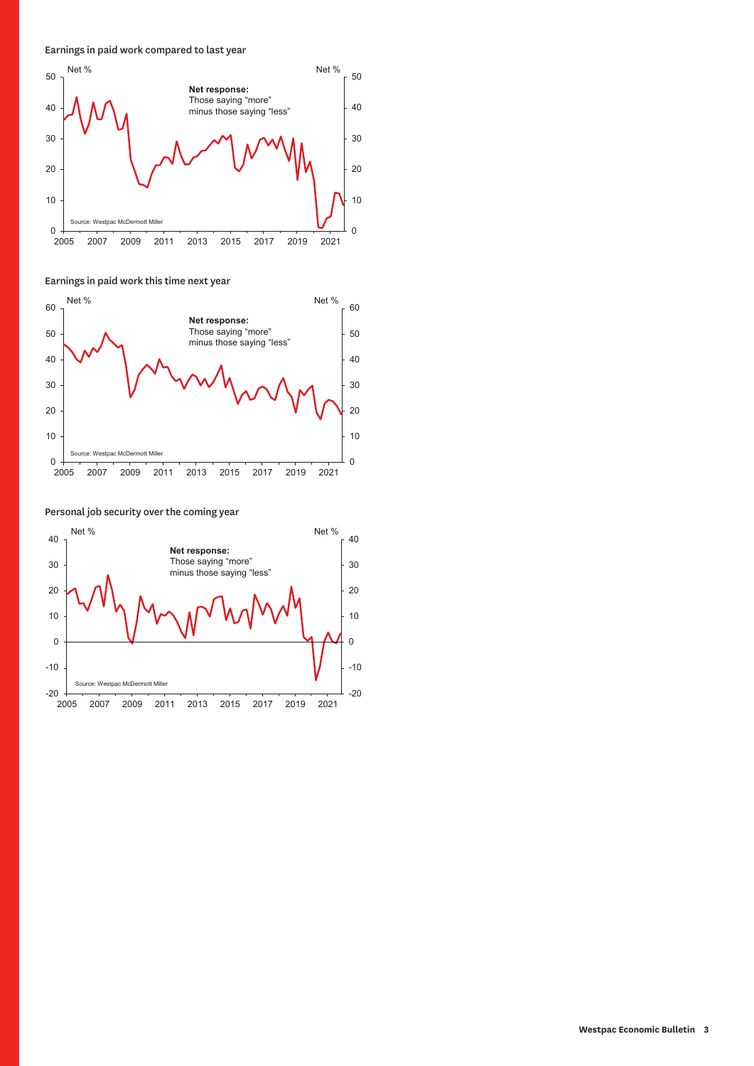Earnings in paid work compared to last year

Net response: Those saying "more" minus those saying "less"

Source: Westpac McDermott Miller

Earnings in paid work this time next year

Net response: Those saying "more" minus those saying "less"

Source: Westpac McDermott Miller

Personal job security over the coming year

Net response: Those saying "more" minus those saying "less"

Source: Westpac McDermott Miller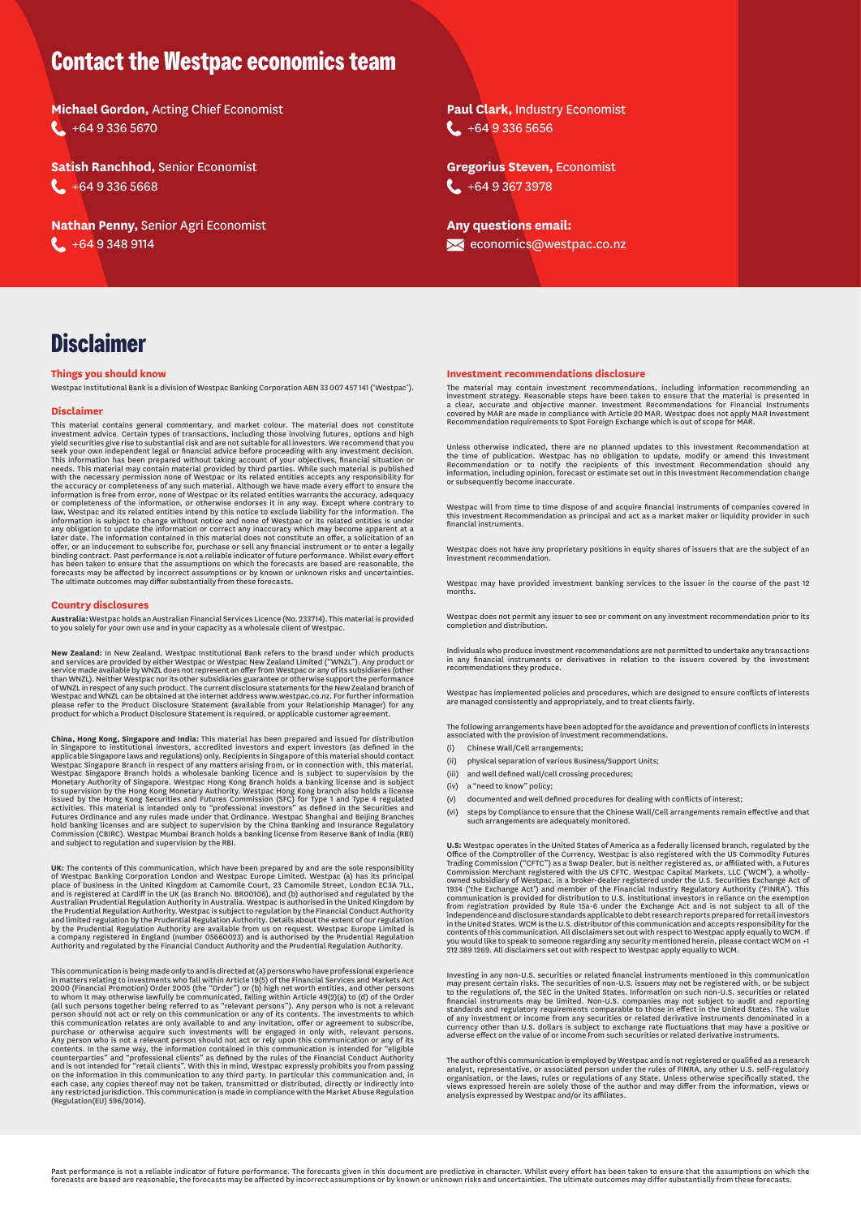# Contact the Westpac economics team

**Michael Gordon,** Acting Chief Economist
+64 9 336 5670

**Satish Ranchhod,** Senior Economist
+64 9 336 5668

**Nathan Penny,** Senior Agri Economist
+64 9 348 9114

**Paul Clark,** Industry Economist
+64 9 336 5656

**Gregorius Steven,** Economist
+64 9 367 3978

**Any questions email:**
economics@westpac.co.nz

# Disclaimer

### Things you should know

Westpac Institutional Bank is a division of Westpac Banking Corporation ABN 33 007 457 141 ('Westpac').

### Disclaimer

This material contains general commentary, and market colour. The material does not constitute investment advice. Certain types of transactions, including those involving futures, options and high yield securities give rise to substantial risk and are not suitable for all investors. We recommend that you seek your own independent legal or financial advice before proceeding with any investment decision. This information has been prepared without taking account of your objectives, financial situation or needs. This material may contain material provided by third parties. While such material is published with the necessary permission none of Westpac or its related entities accepts any responsibility for the accuracy or completeness of any such material. Although we have made every effort to ensure the information is free from error, none of Westpac or its related entities warrants the accuracy, adequacy or completeness of the information, or otherwise endorses it in any way. Except where contrary to law, Westpac and its related entities intend by this notice to exclude liability for the information. The information is subject to change without notice and none of Westpac or its related entities is under any obligation to update the information or correct any inaccuracy which may become apparent at a later date. The information contained in this material does not constitute an offer, a solicitation of an offer, or an inducement to subscribe for, purchase or sell any financial instrument or to enter a legally binding contract. Past performance is not a reliable indicator of future performance. Whilst every effort has been taken to ensure that the assumptions on which the forecasts are based are reasonable, the forecasts may be affected by incorrect assumptions or by known or unknown risks and uncertainties. The ultimate outcomes may differ substantially from these forecasts.

### Country disclosures

**Australia:** Westpac holds an Australian Financial Services Licence (No. 233714). This material is provided to you solely for your own use and in your capacity as a wholesale client of Westpac.

**New Zealand:** In New Zealand, Westpac Institutional Bank refers to the brand under which products and services are provided by either Westpac or Westpac New Zealand Limited ("WNZL"). Any product or service made available by WNZL does not represent an offer from Westpac or any of its subsidiaries (other than WNZL). Neither Westpac nor its other subsidiaries guarantee or otherwise support the performance of WNZL in respect of any such product. The current disclosure statements for the New Zealand branch of Westpac and WNZL can be obtained at the internet address www.westpac.co.nz. For further information please refer to the Product Disclosure Statement (available from your Relationship Manager) for any product for which a Product Disclosure Statement is required, or applicable customer agreement.

**China, Hong Kong, Singapore and India:** This material has been prepared and issued for distribution in Singapore to institutional investors, accredited investors and expert investors (as defined in the applicable Singapore laws and regulations) only. Recipients in Singapore of this material should contact Westpac Singapore Branch in respect of any matters arising from, or in connection with, this material. Westpac Singapore Branch holds a wholesale banking licence and is subject to supervision by the Monetary Authority of Singapore. Westpac Hong Kong Branch holds a banking license and is subject to supervision by the Hong Kong Monetary Authority. Westpac Hong Kong branch also holds a license issued by the Hong Kong Securities and Futures Commission (SFC) for Type 1 and Type 4 regulated activities. This material is intended only to "professional investors" as defined in the Securities and Futures Ordinance and any rules made under that Ordinance. Westpac Shanghai and Beijing Branches hold banking licenses and are subject to supervision by the China Banking and Insurance Regulatory Commission (CBIRC). Westpac Mumbai Branch holds a banking license from Reserve Bank of India (RBI) and subject to regulation and supervision by the RBI.

**UK:** The contents of this communication, which have been prepared by and are the sole responsibility of Westpac Banking Corporation London and Westpac Europe Limited. Westpac (a) has its principal place of business in the United Kingdom at Camomile Court, 23 Camomile Street, London EC3A 7LL, and is registered at Cardiff in the UK (as Branch No. BR00106), and (b) authorised and regulated by the Australian Prudential Regulation Authority in Australia. Westpac is authorised in the United Kingdom by the Prudential Regulation Authority. Westpac is subject to regulation by the Financial Conduct Authority and limited regulation by the Prudential Regulation Authority. Details about the extent of our regulation by the Prudential Regulation Authority are available from us on request. Westpac Europe Limited is a company registered in England (number 05660023) and is authorised by the Prudential Regulation Authority and regulated by the Financial Conduct Authority and the Prudential Regulation Authority.

This communication is being made only to and is directed at (a) persons who have professional experience in matters relating to investments who fall within Article 19(5) of the Financial Services and Markets Act 2000 (Financial Promotion) Order 2005 (the "Order") or (b) high net worth entities, and other persons to whom it may otherwise lawfully be communicated, falling within Article 49(2)(a) to (d) of the Order (all such persons together being referred to as "relevant persons"). Any person who is not a relevant person should not act or rely on this communication or any of its contents. The investments to which this communication relates are only available to and any invitation, offer or agreement to subscribe, purchase or otherwise acquire such investments will be engaged in only with, relevant persons. Any person who is not a relevant person should not act or rely upon this communication or any of its contents. In the same way, the information contained in this communication is intended for "eligible counterparties" and "professional clients" as defined by the rules of the Financial Conduct Authority and is not intended for "retail clients". With this in mind, Westpac expressly prohibits you from passing on the information in this communication to any third party. In particular this communication and, in each case, any copies thereof may not be taken, transmitted or distributed, directly or indirectly into any restricted jurisdiction. This communication is made in compliance with the Market Abuse Regulation (Regulation(EU) 596/2014).

### Investment recommendations disclosure

The material may contain investment recommendations, including information recommending an investment strategy. Reasonable steps have been taken to ensure that the material is presented in a clear, accurate and objective manner. Investment Recommendations for Financial Instruments covered by MAR are made in compliance with Article 20 MAR. Westpac does not apply MAR Investment Recommendation requirements to Spot Foreign Exchange which is out of scope for MAR.

Unless otherwise indicated, there are no planned updates to this Investment Recommendation at the time of publication. Westpac has no obligation to update, modify or amend this Investment Recommendation or to notify the recipients of this Investment Recommendation should any information, including opinion, forecast or estimate set out in this Investment Recommendation change or subsequently become inaccurate.

Westpac will from time to time dispose of and acquire financial instruments of companies covered in this Investment Recommendation as principal and act as a market maker or liquidity provider in such financial instruments.

Westpac does not have any proprietary positions in equity shares of issuers that are the subject of an investment recommendation.

Westpac may have provided investment banking services to the issuer in the course of the past 12 months.

Westpac does not permit any issuer to see or comment on any investment recommendation prior to its completion and distribution.

Individuals who produce investment recommendations are not permitted to undertake any transactions in any financial instruments or derivatives in relation to the issuers covered by the investment recommendations they produce.

Westpac has implemented policies and procedures, which are designed to ensure conflicts of interests are managed consistently and appropriately, and to treat clients fairly.

The following arrangements have been adopted for the avoidance and prevention of conflicts in interests associated with the provision of investment recommendations.

(i) Chinese Wall/Cell arrangements;
(ii) physical separation of various Business/Support Units;
(iii) and well defined wall/cell crossing procedures;
(iv) a "need to know" policy;
(v) documented and well defined procedures for dealing with conflicts of interest;
(vi) steps by Compliance to ensure that the Chinese Wall/Cell arrangements remain effective and that such arrangements are adequately monitored.

**U.S:** Westpac operates in the United States of America as a federally licensed branch, regulated by the Office of the Comptroller of the Currency. Westpac is also registered with the US Commodity Futures Trading Commission ("CFTC") as a Swap Dealer, but is neither registered as, or affiliated with, a Futures Commission Merchant registered with the US CFTC. Westpac Capital Markets, LLC ('WCM'), a wholly-owned subsidiary of Westpac, is a broker-dealer registered under the U.S. Securities Exchange Act of 1934 ('the Exchange Act') and member of the Financial Industry Regulatory Authority ('FINRA'). This communication is provided for distribution to U.S. institutional investors in reliance on the exemption from registration provided by Rule 15a-6 under the Exchange Act and is not subject to all of the independence and disclosure standards applicable to debt research reports prepared for retail investors in the United States. WCM is the U.S. distributor of this communication and accepts responsibility for the contents of this communication. All disclaimers set out with respect to Westpac apply equally to WCM. If you would like to speak to someone regarding any security mentioned herein, please contact WCM on +1 212 389 1269. All disclaimers set out with respect to Westpac apply equally to WCM.

Investing in any non-U.S. securities or related financial instruments mentioned in this communication may present certain risks. The securities of non-U.S. issuers may not be registered with, or be subject to the regulations of, the SEC in the United States. Information on such non-U.S. securities or related financial instruments may be limited. Non-U.S. companies may not subject to audit and reporting standards and regulatory requirements comparable to those in effect in the United States. The value of any investment or income from any securities or related derivative instruments denominated in a currency other than U.S. dollars is subject to exchange rate fluctuations that may have a positive or adverse effect on the value of or income from such securities or related derivative instruments.

The author of this communication is employed by Westpac and is not registered or qualified as a research analyst, representative, or associated person under the rules of FINRA, any other U.S. self-regulatory organisation, or the laws, rules or regulations of any State. Unless otherwise specifically stated, the views expressed herein are solely those of the author and may differ from the information, views or analysis expressed by Westpac and/or its affiliates.

Past performance is not a reliable indicator of future performance. The forecasts given in this document are predictive in character. Whilst every effort has been taken to ensure that the assumptions on which the forecasts are based are reasonable, the forecasts may be affected by incorrect assumptions or by known or unknown risks and uncertainties. The ultimate outcomes may differ substantially from these forecasts.